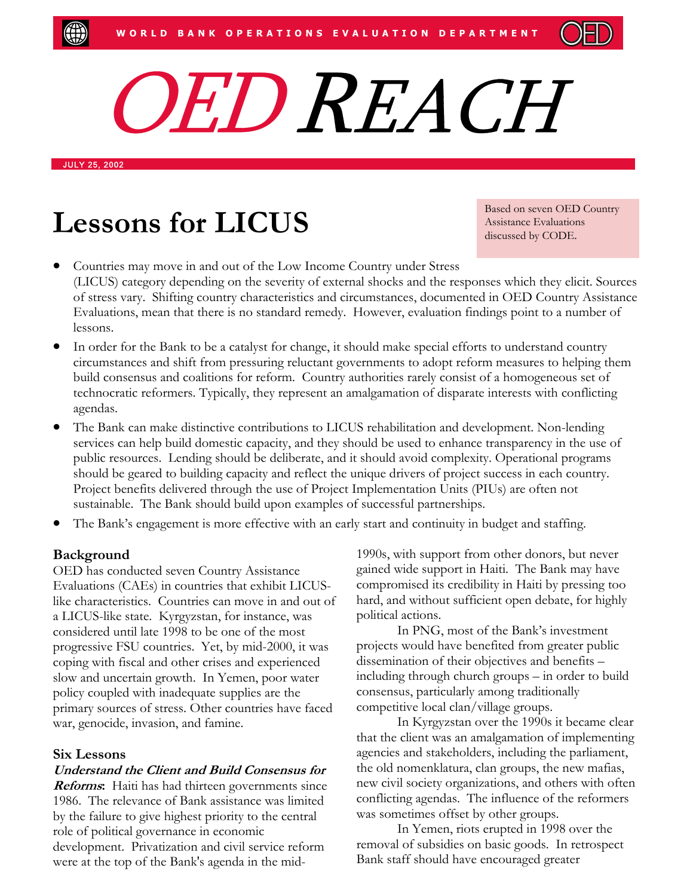WORLD BANK OPERATIONS EVALUATION DEPARTMENT

# OED REACH

JULY 25, 2002

## Lessons for LICUS

Based on seven OED Country Assistance Evaluations discussed by CODE.

- Countries may move in and out of the Low Income Country under Stress (LICUS) category depending on the severity of external shocks and the responses which they elicit. Sources of stress vary. Shifting country characteristics and circumstances, documented in OED Country Assistance Evaluations, mean that there is no standard remedy. However, evaluation findings point to a number of lessons.
- In order for the Bank to be a catalyst for change, it should make special efforts to understand country circumstances and shift from pressuring reluctant governments to adopt reform measures to helping them build consensus and coalitions for reform. Country authorities rarely consist of a homogeneous set of technocratic reformers. Typically, they represent an amalgamation of disparate interests with conflicting agendas.
- The Bank can make distinctive contributions to LICUS rehabilitation and development. Non-lending services can help build domestic capacity, and they should be used to enhance transparency in the use of public resources. Lending should be deliberate, and it should avoid complexity. Operational programs should be geared to building capacity and reflect the unique drivers of project success in each country. Project benefits delivered through the use of Project Implementation Units (PIUs) are often not sustainable. The Bank should build upon examples of successful partnerships.
- The Bank's engagement is more effective with an early start and continuity in budget and staffing.

### Background

OED has conducted seven Country Assistance Evaluations (CAEs) in countries that exhibit LICUS-like characteristics. Countries can move in and out of a LICUS-like state. Kyrgyzstan, for instance, was considered until late 1998 to be one of the most progressive FSU countries. Yet, by mid-2000, it was coping with fiscal and other crises and experienced slow and uncertain growth. In Yemen, poor water policy coupled with inadequate supplies are the primary sources of stress. Other countries have faced war, genocide, invasion, and famine.

### Six Lessons

***Understand the Client and Build Consensus for Reforms*:** Haiti has had thirteen governments since 1986. The relevance of Bank assistance was limited by the failure to give highest priority to the central role of political governance in economic development. Privatization and civil service reform were at the top of the Bank's agenda in the mid-1990s, with support from other donors, but never gained wide support in Haiti. The Bank may have compromised its credibility in Haiti by pressing too hard, and without sufficient open debate, for highly political actions.

In PNG, most of the Bank's investment projects would have benefited from greater public dissemination of their objectives and benefits – including through church groups – in order to build consensus, particularly among traditionally competitive local clan/village groups.

In Kyrgyzstan over the 1990s it became clear that the client was an amalgamation of implementing agencies and stakeholders, including the parliament, the old nomenklatura, clan groups, the new mafias, new civil society organizations, and others with often conflicting agendas. The influence of the reformers was sometimes offset by other groups.

In Yemen, riots erupted in 1998 over the removal of subsidies on basic goods. In retrospect Bank staff should have encouraged greater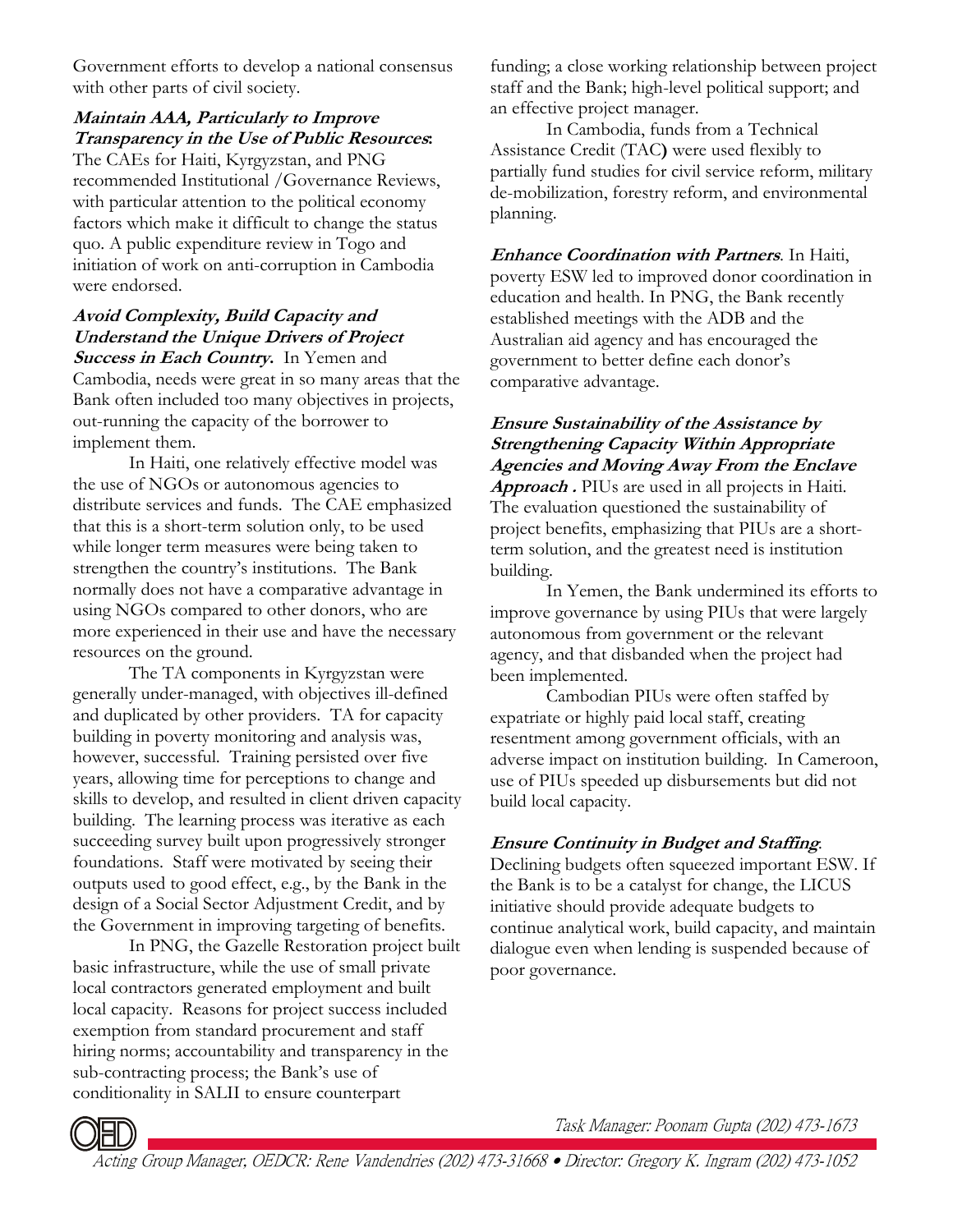Government efforts to develop a national consensus with other parts of civil society.

***Maintain AAA, Particularly to Improve Transparency in the Use of Public Resources*:** The CAEs for Haiti, Kyrgyzstan, and PNG recommended Institutional /Governance Reviews, with particular attention to the political economy factors which make it difficult to change the status quo. A public expenditure review in Togo and initiation of work on anti-corruption in Cambodia were endorsed.

***Avoid Complexity, Build Capacity and Understand the Unique Drivers of Project Success in Each Country.*** In Yemen and Cambodia, needs were great in so many areas that the Bank often included too many objectives in projects, out-running the capacity of the borrower to implement them.

In Haiti, one relatively effective model was the use of NGOs or autonomous agencies to distribute services and funds. The CAE emphasized that this is a short-term solution only, to be used while longer term measures were being taken to strengthen the country's institutions. The Bank normally does not have a comparative advantage in using NGOs compared to other donors, who are more experienced in their use and have the necessary resources on the ground.

The TA components in Kyrgyzstan were generally under-managed, with objectives ill-defined and duplicated by other providers. TA for capacity building in poverty monitoring and analysis was, however, successful. Training persisted over five years, allowing time for perceptions to change and skills to develop, and resulted in client driven capacity building. The learning process was iterative as each succeeding survey built upon progressively stronger foundations. Staff were motivated by seeing their outputs used to good effect, e.g., by the Bank in the design of a Social Sector Adjustment Credit, and by the Government in improving targeting of benefits.

In PNG, the Gazelle Restoration project built basic infrastructure, while the use of small private local contractors generated employment and built local capacity. Reasons for project success included exemption from standard procurement and staff hiring norms; accountability and transparency in the sub-contracting process; the Bank's use of conditionality in SALII to ensure counterpart funding; a close working relationship between project staff and the Bank; high-level political support; and an effective project manager.

In Cambodia, funds from a Technical Assistance Credit (TAC**)** were used flexibly to partially fund studies for civil service reform, military de-mobilization, forestry reform, and environmental planning.

***Enhance Coordination with Partners*.** In Haiti, poverty ESW led to improved donor coordination in education and health. In PNG, the Bank recently established meetings with the ADB and the Australian aid agency and has encouraged the government to better define each donor's comparative advantage.

***Ensure Sustainability of the Assistance by Strengthening Capacity Within Appropriate Agencies and Moving Away From the Enclave Approach .*** PIUs are used in all projects in Haiti. The evaluation questioned the sustainability of project benefits, emphasizing that PIUs are a short-term solution, and the greatest need is institution building.

In Yemen, the Bank undermined its efforts to improve governance by using PIUs that were largely autonomous from government or the relevant agency, and that disbanded when the project had been implemented.

Cambodian PIUs were often staffed by expatriate or highly paid local staff, creating resentment among government officials, with an adverse impact on institution building. In Cameroon, use of PIUs speeded up disbursements but did not build local capacity.

***Ensure Continuity in Budget and Staffing*.** Declining budgets often squeezed important ESW. If the Bank is to be a catalyst for change, the LICUS initiative should provide adequate budgets to continue analytical work, build capacity, and maintain dialogue even when lending is suspended because of poor governance.

*Task Manager: Poonam Gupta (202) 473-1673*

*Acting Group Manager, OEDCR: Rene Vandendries (202) 473-31668 • Director: Gregory K. Ingram (202) 473-1052*